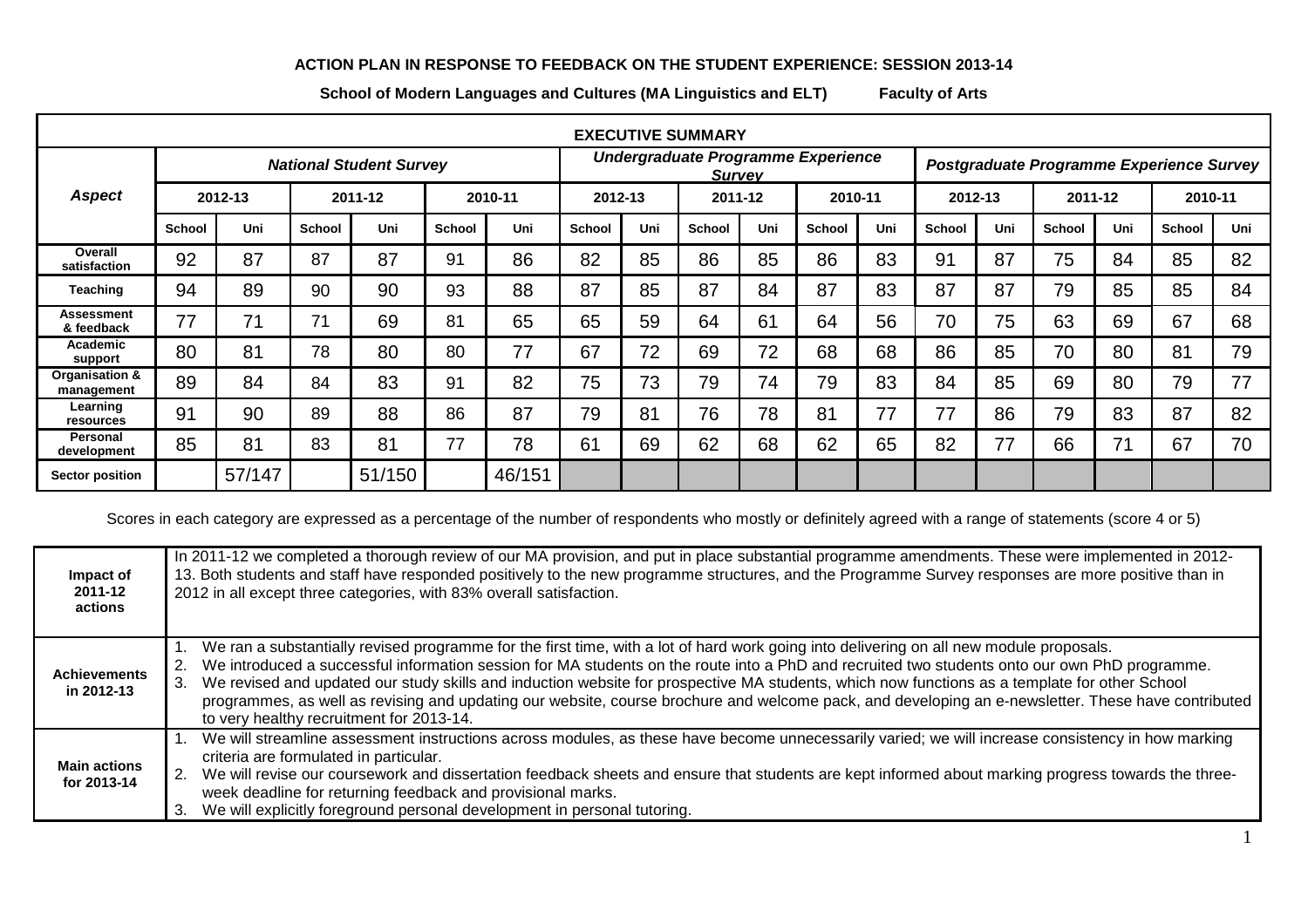# ACTION PLAN IN RESPONSE TO FEEDBACK ON THE STUDENT EXPERIENCE: SESSION 2013-14

**School of Modern Languages and Cultures (MA Linguistics and ELT) Faculty of Arts**

## EXECUTIVE SUMMARY

| *Aspect* | *National Student Survey* | | | | | | *Undergraduate Programme Experience Survey* | | | | | | *Postgraduate Programme Experience Survey* | | | | | |
|---|---|---|---|---|---|---|---|---|---|---|---|---|---|---|---|---|---|---|
| | 2012-13 | | 2011-12 | | 2010-11 | | 2012-13 | | 2011-12 | | 2010-11 | | 2012-13 | | 2011-12 | | 2010-11 | |
| | School | Uni | School | Uni | School | Uni | School | Uni | School | Uni | School | Uni | School | Uni | School | Uni | School | Uni |
| **Overall satisfaction** | 92 | 87 | 87 | 87 | 91 | 86 | 82 | 85 | 86 | 85 | 86 | 83 | 91 | 87 | 75 | 84 | 85 | 82 |
| **Teaching** | 94 | 89 | 90 | 90 | 93 | 88 | 87 | 85 | 87 | 84 | 87 | 83 | 87 | 87 | 79 | 85 | 85 | 84 |
| **Assessment & feedback** | 77 | 71 | 71 | 69 | 81 | 65 | 65 | 59 | 64 | 61 | 64 | 56 | 70 | 75 | 63 | 69 | 67 | 68 |
| **Academic support** | 80 | 81 | 78 | 80 | 80 | 77 | 67 | 72 | 69 | 72 | 68 | 68 | 86 | 85 | 70 | 80 | 81 | 79 |
| **Organisation & management** | 89 | 84 | 84 | 83 | 91 | 82 | 75 | 73 | 79 | 74 | 79 | 83 | 84 | 85 | 69 | 80 | 79 | 77 |
| **Learning resources** | 91 | 90 | 89 | 88 | 86 | 87 | 79 | 81 | 76 | 78 | 81 | 77 | 77 | 86 | 79 | 83 | 87 | 82 |
| **Personal development** | 85 | 81 | 83 | 81 | 77 | 78 | 61 | 69 | 62 | 68 | 62 | 65 | 82 | 77 | 66 | 71 | 67 | 70 |
| **Sector position** | | 57/147 | | 51/150 | | 46/151 | | | | | | | | | | | | |

Scores in each category are expressed as a percentage of the number of respondents who mostly or definitely agreed with a range of statements (score 4 or 5)

| | |
|---|---|
| **Impact of 2011-12 actions** | In 2011-12 we completed a thorough review of our MA provision, and put in place substantial programme amendments. These were implemented in 2012-13. Both students and staff have responded positively to the new programme structures, and the Programme Survey responses are more positive than in 2012 in all except three categories, with 83% overall satisfaction. |
| **Achievements in 2012-13** | 1. We ran a substantially revised programme for the first time, with a lot of hard work going into delivering on all new module proposals.<br>2. We introduced a successful information session for MA students on the route into a PhD and recruited two students onto our own PhD programme.<br>3. We revised and updated our study skills and induction website for prospective MA students, which now functions as a template for other School programmes, as well as revising and updating our website, course brochure and welcome pack, and developing an e-newsletter. These have contributed to very healthy recruitment for 2013-14. |
| **Main actions for 2013-14** | 1. We will streamline assessment instructions across modules, as these have become unnecessarily varied; we will increase consistency in how marking criteria are formulated in particular.<br>2. We will revise our coursework and dissertation feedback sheets and ensure that students are kept informed about marking progress towards the three-week deadline for returning feedback and provisional marks.<br>3. We will explicitly foreground personal development in personal tutoring. |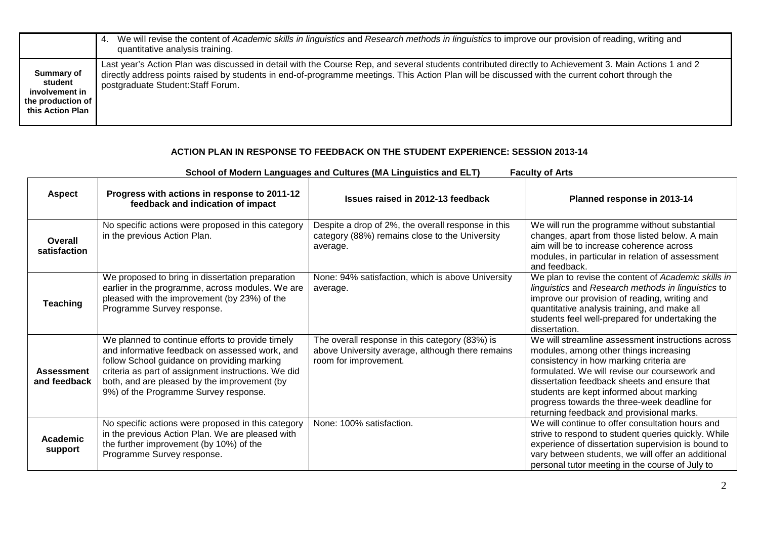| | |
|---|---|
| | 4. We will revise the content of *Academic skills in linguistics* and *Research methods in linguistics* to improve our provision of reading, writing and quantitative analysis training. |
| **Summary of student involvement in the production of this Action Plan** | Last year's Action Plan was discussed in detail with the Course Rep, and several students contributed directly to Achievement 3. Main Actions 1 and 2 directly address points raised by students in end-of-programme meetings. This Action Plan will be discussed with the current cohort through the postgraduate Student:Staff Forum. |

## ACTION PLAN IN RESPONSE TO FEEDBACK ON THE STUDENT EXPERIENCE: SESSION 2013-14

**School of Modern Languages and Cultures (MA Linguistics and ELT) Faculty of Arts**

| Aspect | Progress with actions in response to 2011-12 feedback and indication of impact | Issues raised in 2012-13 feedback | Planned response in 2013-14 |
|---|---|---|---|
| **Overall satisfaction** | No specific actions were proposed in this category in the previous Action Plan. | Despite a drop of 2%, the overall response in this category (88%) remains close to the University average. | We will run the programme without substantial changes, apart from those listed below. A main aim will be to increase coherence across modules, in particular in relation of assessment and feedback. |
| **Teaching** | We proposed to bring in dissertation preparation earlier in the programme, across modules. We are pleased with the improvement (by 23%) of the Programme Survey response. | None: 94% satisfaction, which is above University average. | We plan to revise the content of *Academic skills in linguistics* and *Research methods in linguistics* to improve our provision of reading, writing and quantitative analysis training, and make all students feel well-prepared for undertaking the dissertation. |
| **Assessment and feedback** | We planned to continue efforts to provide timely and informative feedback on assessed work, and follow School guidance on providing marking criteria as part of assignment instructions. We did both, and are pleased by the improvement (by 9%) of the Programme Survey response. | The overall response in this category (83%) is above University average, although there remains room for improvement. | We will streamline assessment instructions across modules, among other things increasing consistency in how marking criteria are formulated. We will revise our coursework and dissertation feedback sheets and ensure that students are kept informed about marking progress towards the three-week deadline for returning feedback and provisional marks. |
| **Academic support** | No specific actions were proposed in this category in the previous Action Plan. We are pleased with the further improvement (by 10%) of the Programme Survey response. | None: 100% satisfaction. | We will continue to offer consultation hours and strive to respond to student queries quickly. While experience of dissertation supervision is bound to vary between students, we will offer an additional personal tutor meeting in the course of July to |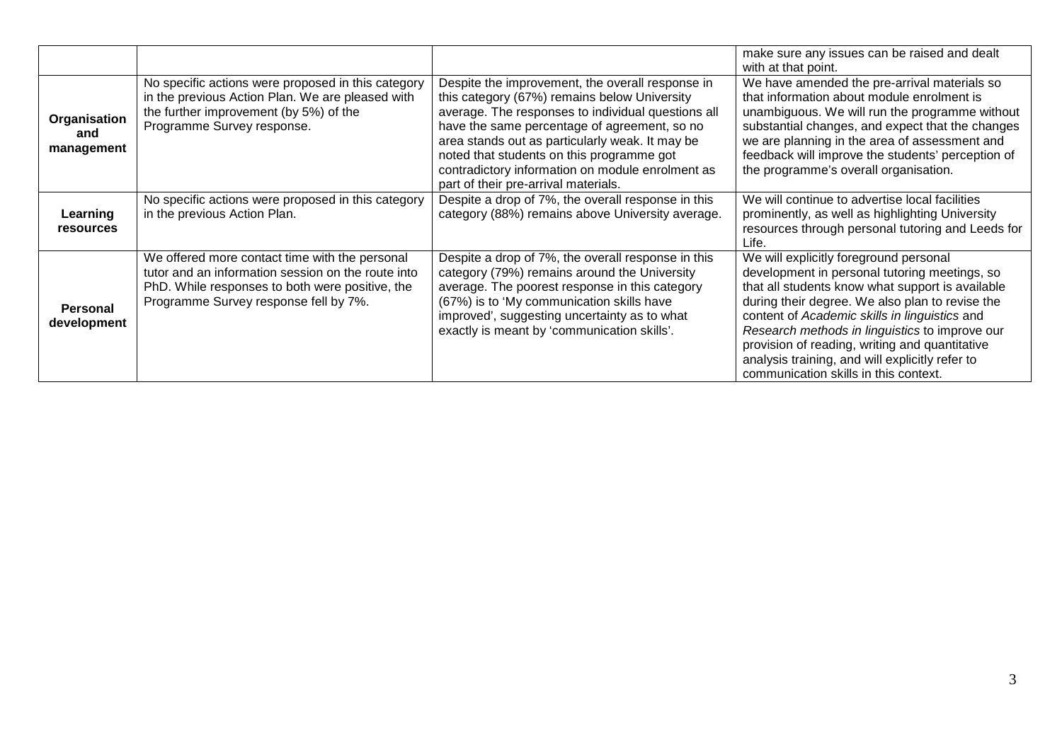| | | | |
|---|---|---|---|
| | | | make sure any issues can be raised and dealt with at that point. |
| **Organisation and management** | No specific actions were proposed in this category in the previous Action Plan. We are pleased with the further improvement (by 5%) of the Programme Survey response. | Despite the improvement, the overall response in this category (67%) remains below University average. The responses to individual questions all have the same percentage of agreement, so no area stands out as particularly weak. It may be noted that students on this programme got contradictory information on module enrolment as part of their pre-arrival materials. | We have amended the pre-arrival materials so that information about module enrolment is unambiguous. We will run the programme without substantial changes, and expect that the changes we are planning in the area of assessment and feedback will improve the students' perception of the programme's overall organisation. |
| **Learning resources** | No specific actions were proposed in this category in the previous Action Plan. | Despite a drop of 7%, the overall response in this category (88%) remains above University average. | We will continue to advertise local facilities prominently, as well as highlighting University resources through personal tutoring and Leeds for Life. |
| **Personal development** | We offered more contact time with the personal tutor and an information session on the route into PhD. While responses to both were positive, the Programme Survey response fell by 7%. | Despite a drop of 7%, the overall response in this category (79%) remains around the University average. The poorest response in this category (67%) is to 'My communication skills have improved', suggesting uncertainty as to what exactly is meant by 'communication skills'. | We will explicitly foreground personal development in personal tutoring meetings, so that all students know what support is available during their degree. We also plan to revise the content of *Academic skills in linguistics* and *Research methods in linguistics* to improve our provision of reading, writing and quantitative analysis training, and will explicitly refer to communication skills in this context. |